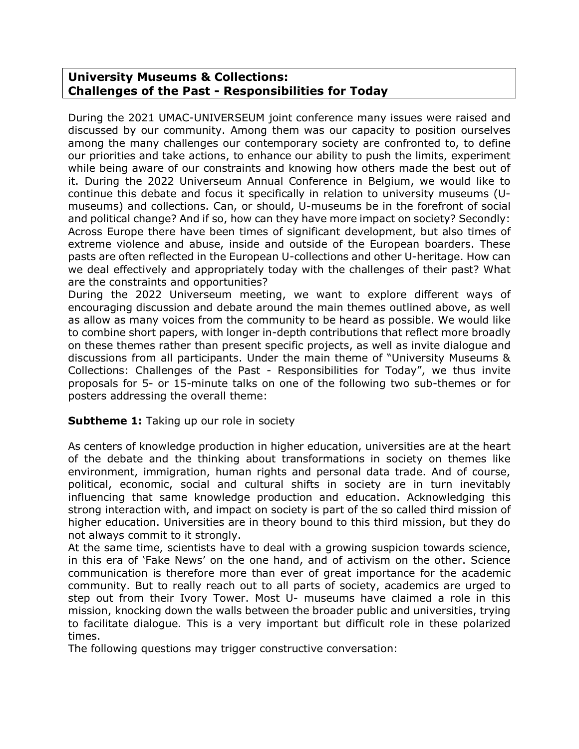**University Museums & Collections: Challenges of the Past - Responsibilities for Today**

During the 2021 UMAC-UNIVERSEUM joint conference many issues were raised and discussed by our community. Among them was our capacity to position ourselves among the many challenges our contemporary society are confronted to, to define our priorities and take actions, to enhance our ability to push the limits, experiment while being aware of our constraints and knowing how others made the best out of it. During the 2022 Universeum Annual Conference in Belgium, we would like to continue this debate and focus it specifically in relation to university museums (U-museums) and collections. Can, or should, U-museums be in the forefront of social and political change? And if so, how can they have more impact on society? Secondly: Across Europe there have been times of significant development, but also times of extreme violence and abuse, inside and outside of the European boarders. These pasts are often reflected in the European U-collections and other U-heritage. How can we deal effectively and appropriately today with the challenges of their past? What are the constraints and opportunities?

During the 2022 Universeum meeting, we want to explore different ways of encouraging discussion and debate around the main themes outlined above, as well as allow as many voices from the community to be heard as possible. We would like to combine short papers, with longer in-depth contributions that reflect more broadly on these themes rather than present specific projects, as well as invite dialogue and discussions from all participants. Under the main theme of "University Museums & Collections: Challenges of the Past - Responsibilities for Today", we thus invite proposals for 5- or 15-minute talks on one of the following two sub-themes or for posters addressing the overall theme:

**Subtheme 1:** Taking up our role in society

As centers of knowledge production in higher education, universities are at the heart of the debate and the thinking about transformations in society on themes like environment, immigration, human rights and personal data trade. And of course, political, economic, social and cultural shifts in society are in turn inevitably influencing that same knowledge production and education. Acknowledging this strong interaction with, and impact on society is part of the so called third mission of higher education. Universities are in theory bound to this third mission, but they do not always commit to it strongly.

At the same time, scientists have to deal with a growing suspicion towards science, in this era of 'Fake News' on the one hand, and of activism on the other. Science communication is therefore more than ever of great importance for the academic community. But to really reach out to all parts of society, academics are urged to step out from their Ivory Tower. Most U- museums have claimed a role in this mission, knocking down the walls between the broader public and universities, trying to facilitate dialogue. This is a very important but difficult role in these polarized times.

The following questions may trigger constructive conversation: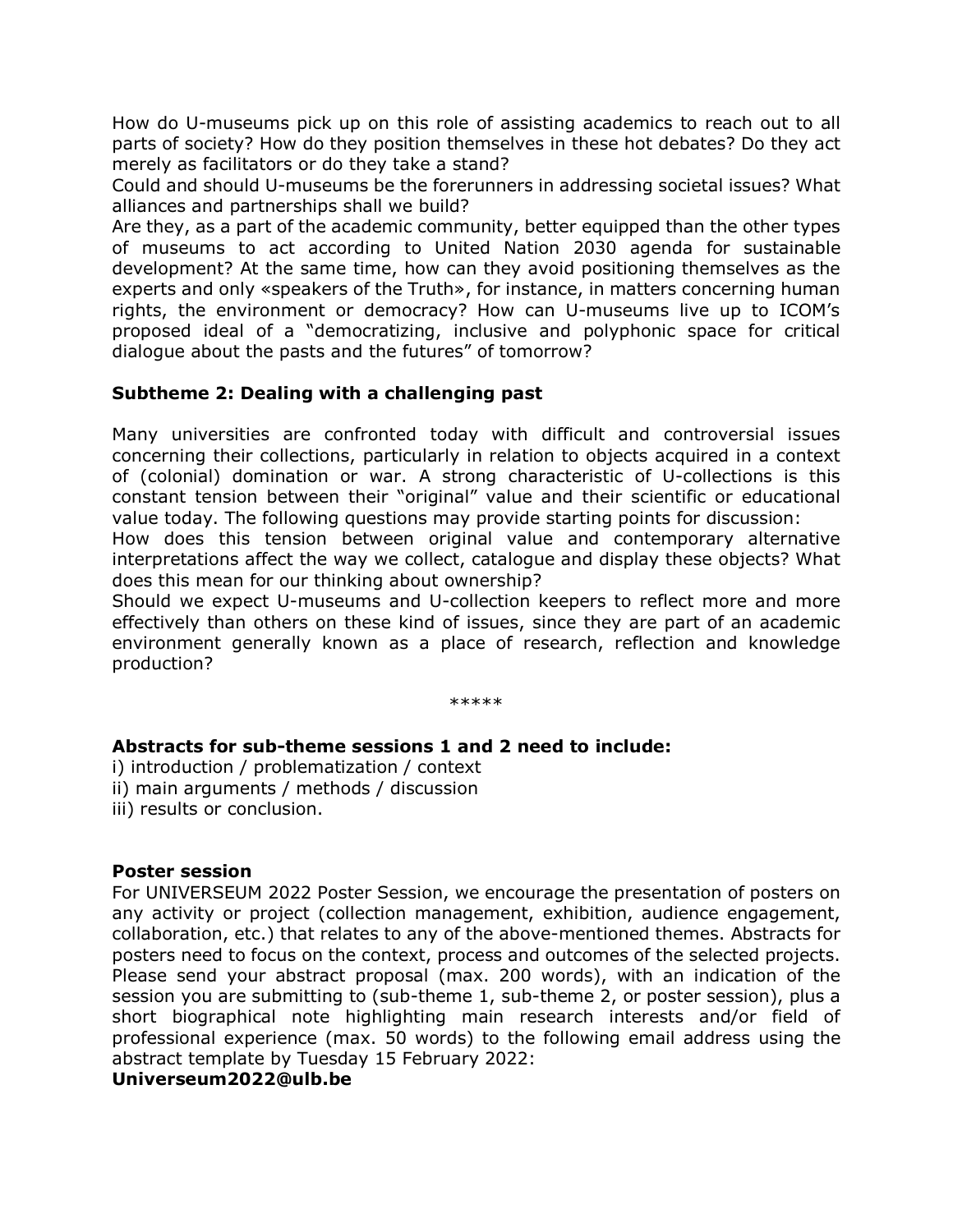How do U-museums pick up on this role of assisting academics to reach out to all parts of society? How do they position themselves in these hot debates? Do they act merely as facilitators or do they take a stand?

Could and should U-museums be the forerunners in addressing societal issues? What alliances and partnerships shall we build?

Are they, as a part of the academic community, better equipped than the other types of museums to act according to United Nation 2030 agenda for sustainable development? At the same time, how can they avoid positioning themselves as the experts and only «speakers of the Truth», for instance, in matters concerning human rights, the environment or democracy? How can U-museums live up to ICOM's proposed ideal of a "democratizing, inclusive and polyphonic space for critical dialogue about the pasts and the futures" of tomorrow?

### Subtheme 2: Dealing with a challenging past

Many universities are confronted today with difficult and controversial issues concerning their collections, particularly in relation to objects acquired in a context of (colonial) domination or war. A strong characteristic of U-collections is this constant tension between their "original" value and their scientific or educational value today. The following questions may provide starting points for discussion:

How does this tension between original value and contemporary alternative interpretations affect the way we collect, catalogue and display these objects? What does this mean for our thinking about ownership?

Should we expect U-museums and U-collection keepers to reflect more and more effectively than others on these kind of issues, since they are part of an academic environment generally known as a place of research, reflection and knowledge production?

*****

**Abstracts for sub-theme sessions 1 and 2 need to include:**

i) introduction / problematization / context
ii) main arguments / methods / discussion
iii) results or conclusion.

**Poster session**

For UNIVERSEUM 2022 Poster Session, we encourage the presentation of posters on any activity or project (collection management, exhibition, audience engagement, collaboration, etc.) that relates to any of the above-mentioned themes. Abstracts for posters need to focus on the context, process and outcomes of the selected projects. Please send your abstract proposal (max. 200 words), with an indication of the session you are submitting to (sub-theme 1, sub-theme 2, or poster session), plus a short biographical note highlighting main research interests and/or field of professional experience (max. 50 words) to the following email address using the abstract template by Tuesday 15 February 2022:

**Universeum2022@ulb.be**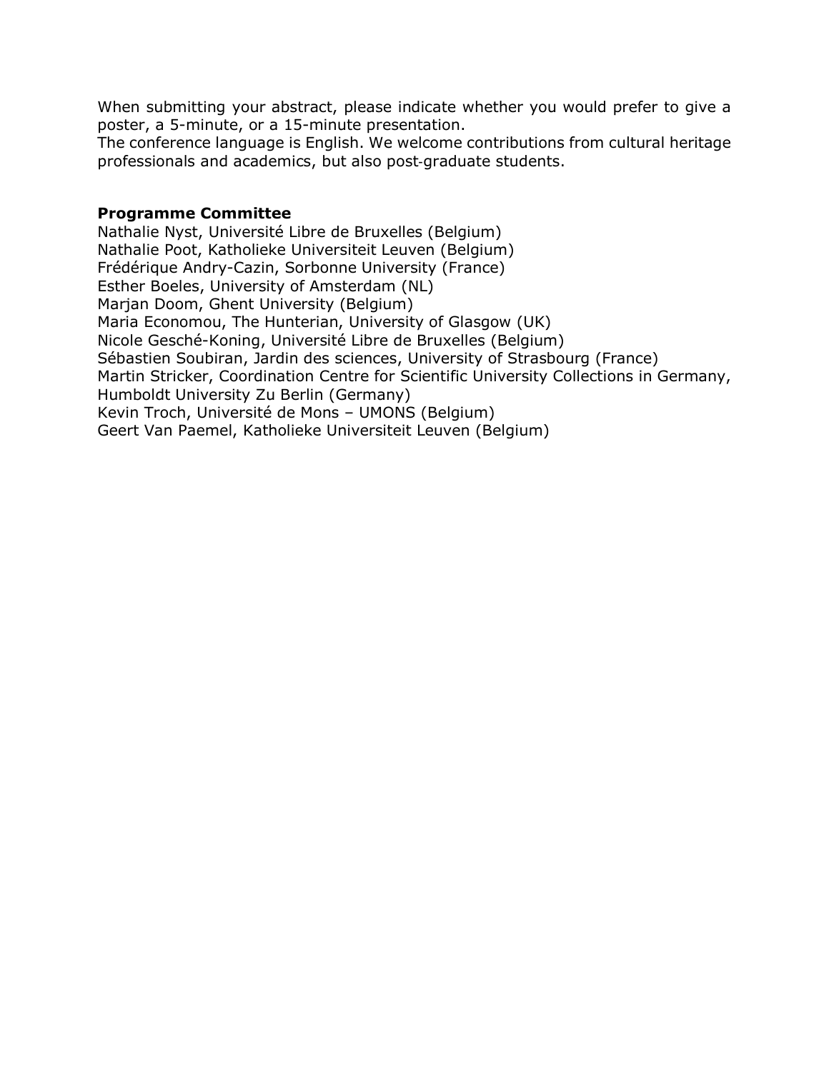When submitting your abstract, please indicate whether you would prefer to give a poster, a 5-minute, or a 15-minute presentation.
The conference language is English. We welcome contributions from cultural heritage professionals and academics, but also post-graduate students.

**Programme Committee**

Nathalie Nyst, Université Libre de Bruxelles (Belgium)
Nathalie Poot, Katholieke Universiteit Leuven (Belgium)
Frédérique Andry-Cazin, Sorbonne University (France)
Esther Boeles, University of Amsterdam (NL)
Marjan Doom, Ghent University (Belgium)
Maria Economou, The Hunterian, University of Glasgow (UK)
Nicole Gesché-Koning, Université Libre de Bruxelles (Belgium)
Sébastien Soubiran, Jardin des sciences, University of Strasbourg (France)
Martin Stricker, Coordination Centre for Scientific University Collections in Germany, Humboldt University Zu Berlin (Germany)
Kevin Troch, Université de Mons – UMONS (Belgium)
Geert Van Paemel, Katholieke Universiteit Leuven (Belgium)